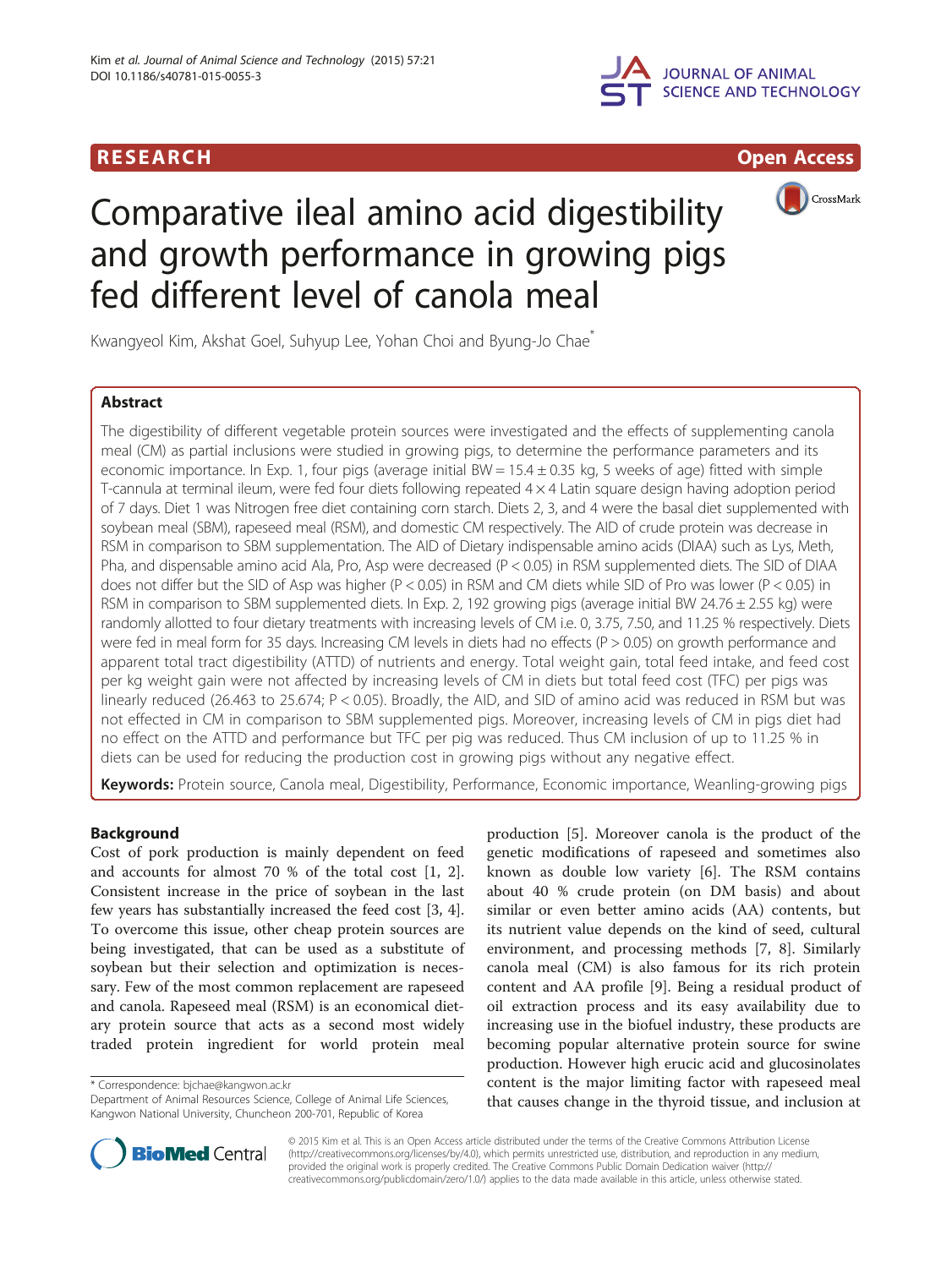RESEARCH Open Access

# Comparative ileal amino acid digestibility and growth performance in growing pigs fed different level of canola meal

Kwangyeol Kim, Akshat Goel, Suhyup Lee, Yohan Choi and Byung-Jo Chae*

## Abstract

The digestibility of different vegetable protein sources were investigated and the effects of supplementing canola meal (CM) as partial inclusions were studied in growing pigs, to determine the performance parameters and its economic importance. In Exp. 1, four pigs (average initial BW = 15.4 ± 0.35 kg, 5 weeks of age) fitted with simple T-cannula at terminal ileum, were fed four diets following repeated 4 × 4 Latin square design having adoption period of 7 days. Diet 1 was Nitrogen free diet containing corn starch. Diets 2, 3, and 4 were the basal diet supplemented with soybean meal (SBM), rapeseed meal (RSM), and domestic CM respectively. The AID of crude protein was decrease in RSM in comparison to SBM supplementation. The AID of Dietary indispensable amino acids (DIAA) such as Lys, Meth, Pha, and dispensable amino acid Ala, Pro, Asp were decreased ($P < 0.05$) in RSM supplemented diets. The SID of DIAA does not differ but the SID of Asp was higher ($P < 0.05$) in RSM and CM diets while SID of Pro was lower ($P < 0.05$) in RSM in comparison to SBM supplemented diets. In Exp. 2, 192 growing pigs (average initial BW 24.76 ± 2.55 kg) were randomly allotted to four dietary treatments with increasing levels of CM i.e. 0, 3.75, 7.50, and 11.25 % respectively. Diets were fed in meal form for 35 days. Increasing CM levels in diets had no effects ($P > 0.05$) on growth performance and apparent total tract digestibility (ATTD) of nutrients and energy. Total weight gain, total feed intake, and feed cost per kg weight gain were not affected by increasing levels of CM in diets but total feed cost (TFC) per pigs was linearly reduced (26.463 to 25.674; $P < 0.05$). Broadly, the AID, and SID of amino acid was reduced in RSM but was not effected in CM in comparison to SBM supplemented pigs. Moreover, increasing levels of CM in pigs diet had no effect on the ATTD and performance but TFC per pig was reduced. Thus CM inclusion of up to 11.25 % in diets can be used for reducing the production cost in growing pigs without any negative effect.

**Keywords:** Protein source, Canola meal, Digestibility, Performance, Economic importance, Weanling-growing pigs

## Background

Cost of pork production is mainly dependent on feed and accounts for almost 70 % of the total cost [1, 2]. Consistent increase in the price of soybean in the last few years has substantially increased the feed cost [3, 4]. To overcome this issue, other cheap protein sources are being investigated, that can be used as a substitute of soybean but their selection and optimization is necessary. Few of the most common replacement are rapeseed and canola. Rapeseed meal (RSM) is an economical dietary protein source that acts as a second most widely traded protein ingredient for world protein meal production [5]. Moreover canola is the product of the genetic modifications of rapeseed and sometimes also known as double low variety [6]. The RSM contains about 40 % crude protein (on DM basis) and about similar or even better amino acids (AA) contents, but its nutrient value depends on the kind of seed, cultural environment, and processing methods [7, 8]. Similarly canola meal (CM) is also famous for its rich protein content and AA profile [9]. Being a residual product of oil extraction process and its easy availability due to increasing use in the biofuel industry, these products are becoming popular alternative protein source for swine production. However high erucic acid and glucosinolates content is the major limiting factor with rapeseed meal that causes change in the thyroid tissue, and inclusion at

\* Correspondence: bjchae@kangwon.ac.kr
Department of Animal Resources Science, College of Animal Life Sciences, Kangwon National University, Chuncheon 200-701, Republic of Korea

© 2015 Kim et al. This is an Open Access article distributed under the terms of the Creative Commons Attribution License (http://creativecommons.org/licenses/by/4.0), which permits unrestricted use, distribution, and reproduction in any medium, provided the original work is properly credited. The Creative Commons Public Domain Dedication waiver (http://creativecommons.org/publicdomain/zero/1.0/) applies to the data made available in this article, unless otherwise stated.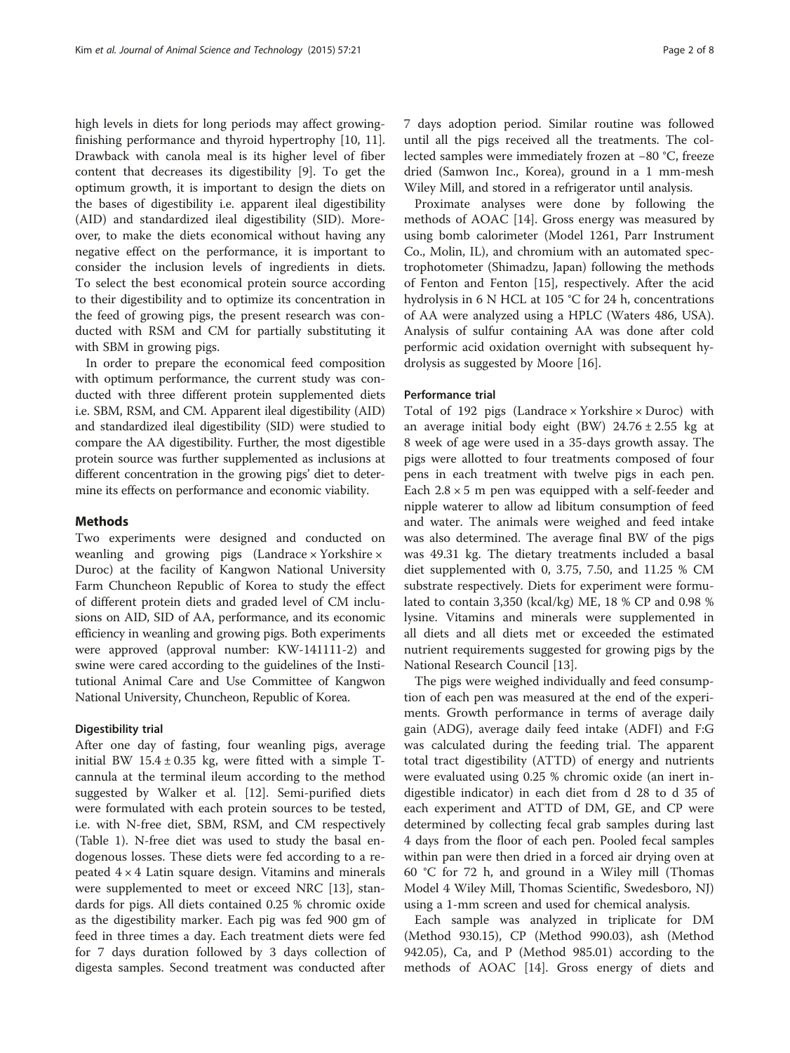high levels in diets for long periods may affect growing-finishing performance and thyroid hypertrophy [10, 11]. Drawback with canola meal is its higher level of fiber content that decreases its digestibility [9]. To get the optimum growth, it is important to design the diets on the bases of digestibility i.e. apparent ileal digestibility (AID) and standardized ileal digestibility (SID). Moreover, to make the diets economical without having any negative effect on the performance, it is important to consider the inclusion levels of ingredients in diets. To select the best economical protein source according to their digestibility and to optimize its concentration in the feed of growing pigs, the present research was conducted with RSM and CM for partially substituting it with SBM in growing pigs.

In order to prepare the economical feed composition with optimum performance, the current study was conducted with three different protein supplemented diets i.e. SBM, RSM, and CM. Apparent ileal digestibility (AID) and standardized ileal digestibility (SID) were studied to compare the AA digestibility. Further, the most digestible protein source was further supplemented as inclusions at different concentration in the growing pigs' diet to determine its effects on performance and economic viability.

## Methods

Two experiments were designed and conducted on weanling and growing pigs (Landrace × Yorkshire × Duroc) at the facility of Kangwon National University Farm Chuncheon Republic of Korea to study the effect of different protein diets and graded level of CM inclusions on AID, SID of AA, performance, and its economic efficiency in weanling and growing pigs. Both experiments were approved (approval number: KW-141111-2) and swine were cared according to the guidelines of the Institutional Animal Care and Use Committee of Kangwon National University, Chuncheon, Republic of Korea.

### Digestibility trial

After one day of fasting, four weanling pigs, average initial BW 15.4 ± 0.35 kg, were fitted with a simple T-cannula at the terminal ileum according to the method suggested by Walker et al. [12]. Semi-purified diets were formulated with each protein sources to be tested, i.e. with N-free diet, SBM, RSM, and CM respectively (Table 1). N-free diet was used to study the basal endogenous losses. These diets were fed according to a repeated 4 × 4 Latin square design. Vitamins and minerals were supplemented to meet or exceed NRC [13], standards for pigs. All diets contained 0.25 % chromic oxide as the digestibility marker. Each pig was fed 900 gm of feed in three times a day. Each treatment diets were fed for 7 days duration followed by 3 days collection of digesta samples. Second treatment was conducted after 7 days adoption period. Similar routine was followed until all the pigs received all the treatments. The collected samples were immediately frozen at −80 °C, freeze dried (Samwon Inc., Korea), ground in a 1 mm-mesh Wiley Mill, and stored in a refrigerator until analysis.

Proximate analyses were done by following the methods of AOAC [14]. Gross energy was measured by using bomb calorimeter (Model 1261, Parr Instrument Co., Molin, IL), and chromium with an automated spectrophotometer (Shimadzu, Japan) following the methods of Fenton and Fenton [15], respectively. After the acid hydrolysis in 6 N HCL at 105 °C for 24 h, concentrations of AA were analyzed using a HPLC (Waters 486, USA). Analysis of sulfur containing AA was done after cold performic acid oxidation overnight with subsequent hydrolysis as suggested by Moore [16].

### Performance trial

Total of 192 pigs (Landrace × Yorkshire × Duroc) with an average initial body eight (BW) 24.76 ± 2.55 kg at 8 week of age were used in a 35-days growth assay. The pigs were allotted to four treatments composed of four pens in each treatment with twelve pigs in each pen. Each 2.8 × 5 m pen was equipped with a self-feeder and nipple waterer to allow ad libitum consumption of feed and water. The animals were weighed and feed intake was also determined. The average final BW of the pigs was 49.31 kg. The dietary treatments included a basal diet supplemented with 0, 3.75, 7.50, and 11.25 % CM substrate respectively. Diets for experiment were formulated to contain 3,350 (kcal/kg) ME, 18 % CP and 0.98 % lysine. Vitamins and minerals were supplemented in all diets and all diets met or exceeded the estimated nutrient requirements suggested for growing pigs by the National Research Council [13].

The pigs were weighed individually and feed consumption of each pen was measured at the end of the experiments. Growth performance in terms of average daily gain (ADG), average daily feed intake (ADFI) and F:G was calculated during the feeding trial. The apparent total tract digestibility (ATTD) of energy and nutrients were evaluated using 0.25 % chromic oxide (an inert indigestible indicator) in each diet from d 28 to d 35 of each experiment and ATTD of DM, GE, and CP were determined by collecting fecal grab samples during last 4 days from the floor of each pen. Pooled fecal samples within pan were then dried in a forced air drying oven at 60 °C for 72 h, and ground in a Wiley mill (Thomas Model 4 Wiley Mill, Thomas Scientific, Swedesboro, NJ) using a 1-mm screen and used for chemical analysis.

Each sample was analyzed in triplicate for DM (Method 930.15), CP (Method 990.03), ash (Method 942.05), Ca, and P (Method 985.01) according to the methods of AOAC [14]. Gross energy of diets and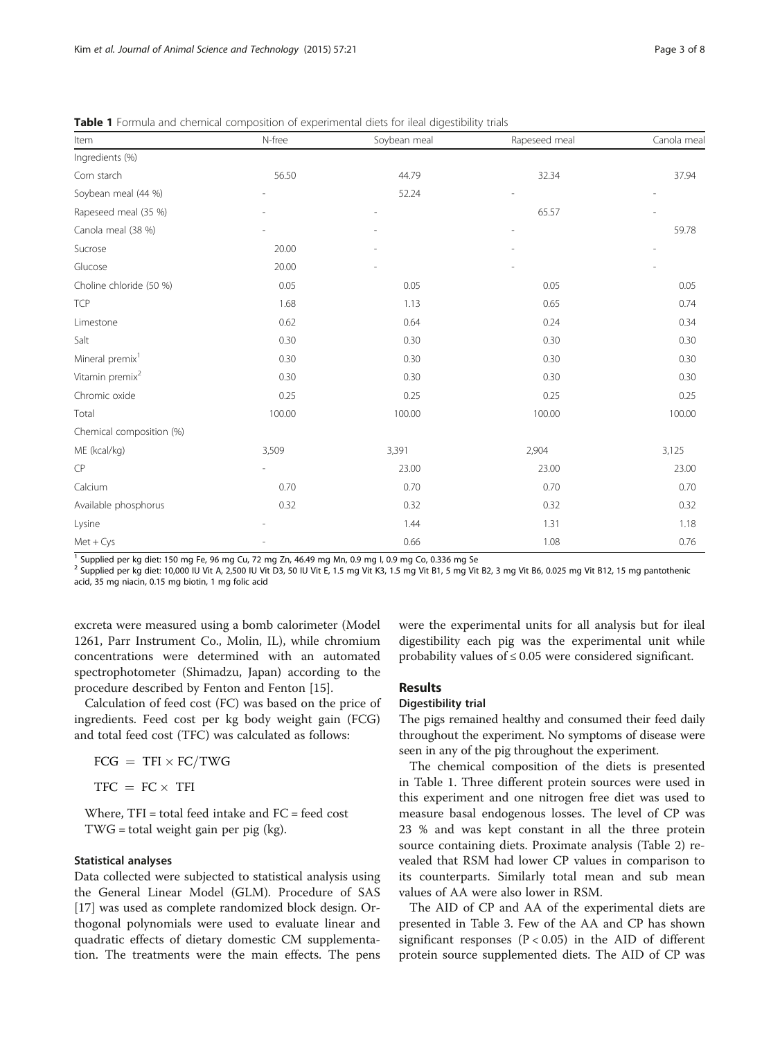**Table 1** Formula and chemical composition of experimental diets for ileal digestibility trials

| Item | N-free | Soybean meal | Rapeseed meal | Canola meal |
|---|---|---|---|---|
| Ingredients (%) | | | | |
| Corn starch | 56.50 | 44.79 | 32.34 | 37.94 |
| Soybean meal (44 %) | - | 52.24 | - | - |
| Rapeseed meal (35 %) | - | - | 65.57 | - |
| Canola meal (38 %) | - | - | - | 59.78 |
| Sucrose | 20.00 | - | - | - |
| Glucose | 20.00 | - | - | - |
| Choline chloride (50 %) | 0.05 | 0.05 | 0.05 | 0.05 |
| TCP | 1.68 | 1.13 | 0.65 | 0.74 |
| Limestone | 0.62 | 0.64 | 0.24 | 0.34 |
| Salt | 0.30 | 0.30 | 0.30 | 0.30 |
| Mineral premix[1] | 0.30 | 0.30 | 0.30 | 0.30 |
| Vitamin premix[2] | 0.30 | 0.30 | 0.30 | 0.30 |
| Chromic oxide | 0.25 | 0.25 | 0.25 | 0.25 |
| Total | 100.00 | 100.00 | 100.00 | 100.00 |
| Chemical composition (%) | | | | |
| ME (kcal/kg) | 3,509 | 3,391 | 2,904 | 3,125 |
| CP | - | 23.00 | 23.00 | 23.00 |
| Calcium | 0.70 | 0.70 | 0.70 | 0.70 |
| Available phosphorus | 0.32 | 0.32 | 0.32 | 0.32 |
| Lysine | - | 1.44 | 1.31 | 1.18 |
| Met + Cys | - | 0.66 | 1.08 | 0.76 |

[1] Supplied per kg diet: 150 mg Fe, 96 mg Cu, 72 mg Zn, 46.49 mg Mn, 0.9 mg I, 0.9 mg Co, 0.336 mg Se

[2] Supplied per kg diet: 10,000 IU Vit A, 2,500 IU Vit D3, 50 IU Vit E, 1.5 mg Vit K3, 1.5 mg Vit B1, 5 mg Vit B2, 3 mg Vit B6, 0.025 mg Vit B12, 15 mg pantothenic acid, 35 mg niacin, 0.15 mg biotin, 1 mg folic acid

excreta were measured using a bomb calorimeter (Model 1261, Parr Instrument Co., Molin, IL), while chromium concentrations were determined with an automated spectrophotometer (Shimadzu, Japan) according to the procedure described by Fenton and Fenton [15].

Calculation of feed cost (FC) was based on the price of ingredients. Feed cost per kg body weight gain (FCG) and total feed cost (TFC) was calculated as follows:

$$FCG = TFI \times FC/TWG$$

$$TFC = FC \times TFI$$

Where, TFI = total feed intake and FC = feed cost
TWG = total weight gain per pig (kg).

### Statistical analyses

Data collected were subjected to statistical analysis using the General Linear Model (GLM). Procedure of SAS [17] was used as complete randomized block design. Orthogonal polynomials were used to evaluate linear and quadratic effects of dietary domestic CM supplementation. The treatments were the main effects. The pens were the experimental units for all analysis but for ileal digestibility each pig was the experimental unit while probability values of $\leq 0.05$ were considered significant.

## Results

### Digestibility trial

The pigs remained healthy and consumed their feed daily throughout the experiment. No symptoms of disease were seen in any of the pig throughout the experiment.

The chemical composition of the diets is presented in Table 1. Three different protein sources were used in this experiment and one nitrogen free diet was used to measure basal endogenous losses. The level of CP was 23 % and was kept constant in all the three protein source containing diets. Proximate analysis (Table 2) revealed that RSM had lower CP values in comparison to its counterparts. Similarly total mean and sub mean values of AA were also lower in RSM.

The AID of CP and AA of the experimental diets are presented in Table 3. Few of the AA and CP has shown significant responses ($P < 0.05$) in the AID of different protein source supplemented diets. The AID of CP was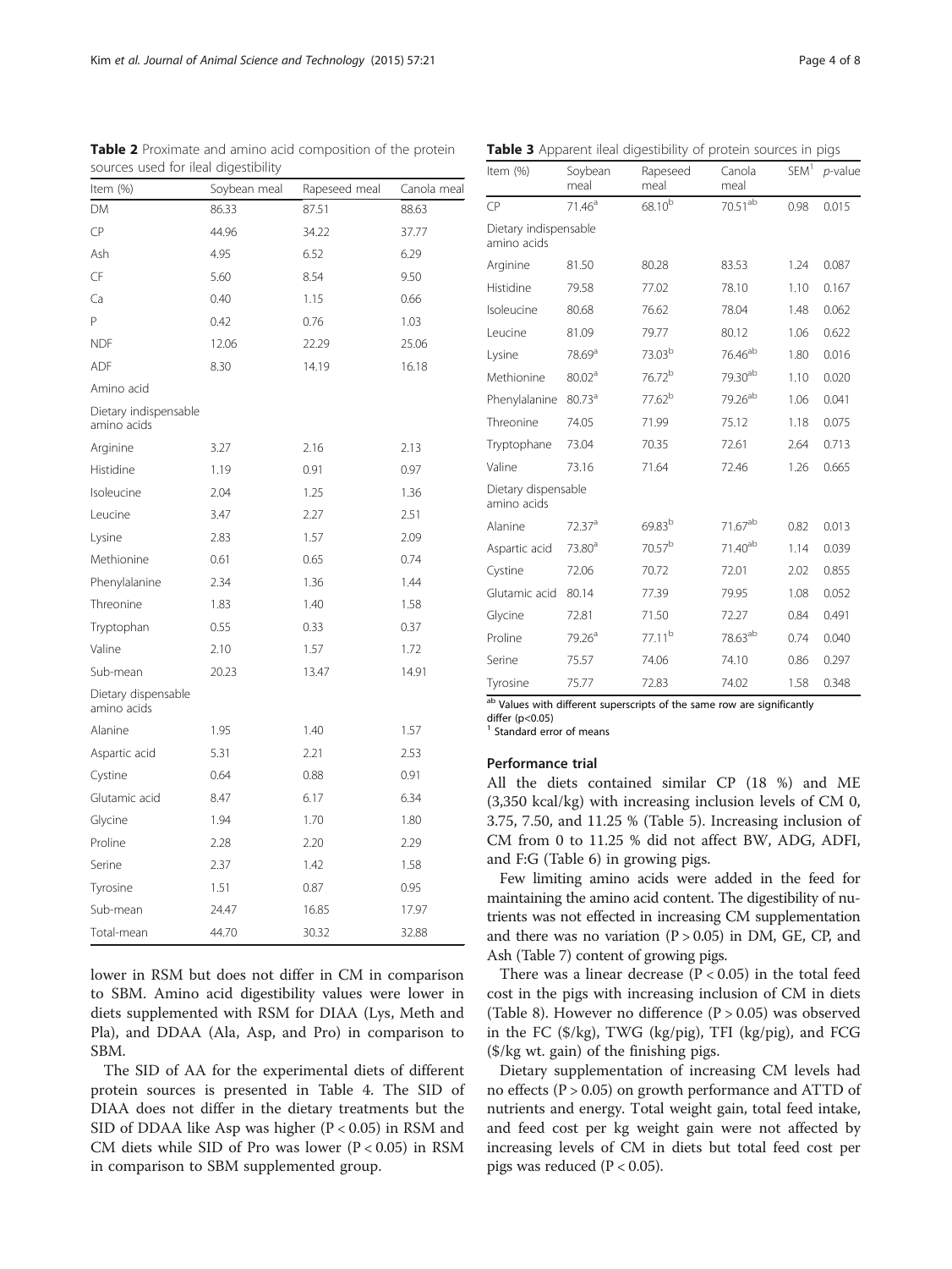**Table 2** Proximate and amino acid composition of the protein sources used for ileal digestibility

| Item (%) | Soybean meal | Rapeseed meal | Canola meal |
|---|---|---|---|
| DM | 86.33 | 87.51 | 88.63 |
| CP | 44.96 | 34.22 | 37.77 |
| Ash | 4.95 | 6.52 | 6.29 |
| CF | 5.60 | 8.54 | 9.50 |
| Ca | 0.40 | 1.15 | 0.66 |
| P | 0.42 | 0.76 | 1.03 |
| NDF | 12.06 | 22.29 | 25.06 |
| ADF | 8.30 | 14.19 | 16.18 |
| Amino acid | | | |
| Dietary indispensable amino acids | | | |
| Arginine | 3.27 | 2.16 | 2.13 |
| Histidine | 1.19 | 0.91 | 0.97 |
| Isoleucine | 2.04 | 1.25 | 1.36 |
| Leucine | 3.47 | 2.27 | 2.51 |
| Lysine | 2.83 | 1.57 | 2.09 |
| Methionine | 0.61 | 0.65 | 0.74 |
| Phenylalanine | 2.34 | 1.36 | 1.44 |
| Threonine | 1.83 | 1.40 | 1.58 |
| Tryptophan | 0.55 | 0.33 | 0.37 |
| Valine | 2.10 | 1.57 | 1.72 |
| Sub-mean | 20.23 | 13.47 | 14.91 |
| Dietary dispensable amino acids | | | |
| Alanine | 1.95 | 1.40 | 1.57 |
| Aspartic acid | 5.31 | 2.21 | 2.53 |
| Cystine | 0.64 | 0.88 | 0.91 |
| Glutamic acid | 8.47 | 6.17 | 6.34 |
| Glycine | 1.94 | 1.70 | 1.80 |
| Proline | 2.28 | 2.20 | 2.29 |
| Serine | 2.37 | 1.42 | 1.58 |
| Tyrosine | 1.51 | 0.87 | 0.95 |
| Sub-mean | 24.47 | 16.85 | 17.97 |
| Total-mean | 44.70 | 30.32 | 32.88 |

lower in RSM but does not differ in CM in comparison to SBM. Amino acid digestibility values were lower in diets supplemented with RSM for DIAA (Lys, Meth and Pla), and DDAA (Ala, Asp, and Pro) in comparison to SBM.

The SID of AA for the experimental diets of different protein sources is presented in Table 4. The SID of DIAA does not differ in the dietary treatments but the SID of DDAA like Asp was higher ($P < 0.05$) in RSM and CM diets while SID of Pro was lower ($P < 0.05$) in RSM in comparison to SBM supplemented group.

**Table 3** Apparent ileal digestibility of protein sources in pigs

| Item (%) | Soybean meal | Rapeseed meal | Canola meal | SEM[1] | *p*-value |
|---|---|---|---|---|---|
| CP | 71.46[a] | 68.10[b] | 70.51[ab] | 0.98 | 0.015 |
| Dietary indispensable amino acids | | | | | |
| Arginine | 81.50 | 80.28 | 83.53 | 1.24 | 0.087 |
| Histidine | 79.58 | 77.02 | 78.10 | 1.10 | 0.167 |
| Isoleucine | 80.68 | 76.62 | 78.04 | 1.48 | 0.062 |
| Leucine | 81.09 | 79.77 | 80.12 | 1.06 | 0.622 |
| Lysine | 78.69[a] | 73.03[b] | 76.46[ab] | 1.80 | 0.016 |
| Methionine | 80.02[a] | 76.72[b] | 79.30[ab] | 1.10 | 0.020 |
| Phenylalanine | 80.73[a] | 77.62[b] | 79.26[ab] | 1.06 | 0.041 |
| Threonine | 74.05 | 71.99 | 75.12 | 1.18 | 0.075 |
| Tryptophane | 73.04 | 70.35 | 72.61 | 2.64 | 0.713 |
| Valine | 73.16 | 71.64 | 72.46 | 1.26 | 0.665 |
| Dietary dispensable amino acids | | | | | |
| Alanine | 72.37[a] | 69.83[b] | 71.67[ab] | 0.82 | 0.013 |
| Aspartic acid | 73.80[a] | 70.57[b] | 71.40[ab] | 1.14 | 0.039 |
| Cystine | 72.06 | 70.72 | 72.01 | 2.02 | 0.855 |
| Glutamic acid | 80.14 | 77.39 | 79.95 | 1.08 | 0.052 |
| Glycine | 72.81 | 71.50 | 72.27 | 0.84 | 0.491 |
| Proline | 79.26[a] | 77.11[b] | 78.63[ab] | 0.74 | 0.040 |
| Serine | 75.57 | 74.06 | 74.10 | 0.86 | 0.297 |
| Tyrosine | 75.77 | 72.83 | 74.02 | 1.58 | 0.348 |

[ab] Values with different superscripts of the same row are significantly differ (p<0.05)
[1] Standard error of means

### Performance trial

All the diets contained similar CP (18 %) and ME (3,350 kcal/kg) with increasing inclusion levels of CM 0, 3.75, 7.50, and 11.25 % (Table 5). Increasing inclusion of CM from 0 to 11.25 % did not affect BW, ADG, ADFI, and F:G (Table 6) in growing pigs.

Few limiting amino acids were added in the feed for maintaining the amino acid content. The digestibility of nutrients was not effected in increasing CM supplementation and there was no variation ($P > 0.05$) in DM, GE, CP, and Ash (Table 7) content of growing pigs.

There was a linear decrease ($P < 0.05$) in the total feed cost in the pigs with increasing inclusion of CM in diets (Table 8). However no difference ($P > 0.05$) was observed in the FC (\$/kg), TWG (kg/pig), TFI (kg/pig), and FCG (\$/kg wt. gain) of the finishing pigs.

Dietary supplementation of increasing CM levels had no effects ($P > 0.05$) on growth performance and ATTD of nutrients and energy. Total weight gain, total feed intake, and feed cost per kg weight gain were not affected by increasing levels of CM in diets but total feed cost per pigs was reduced ($P < 0.05$).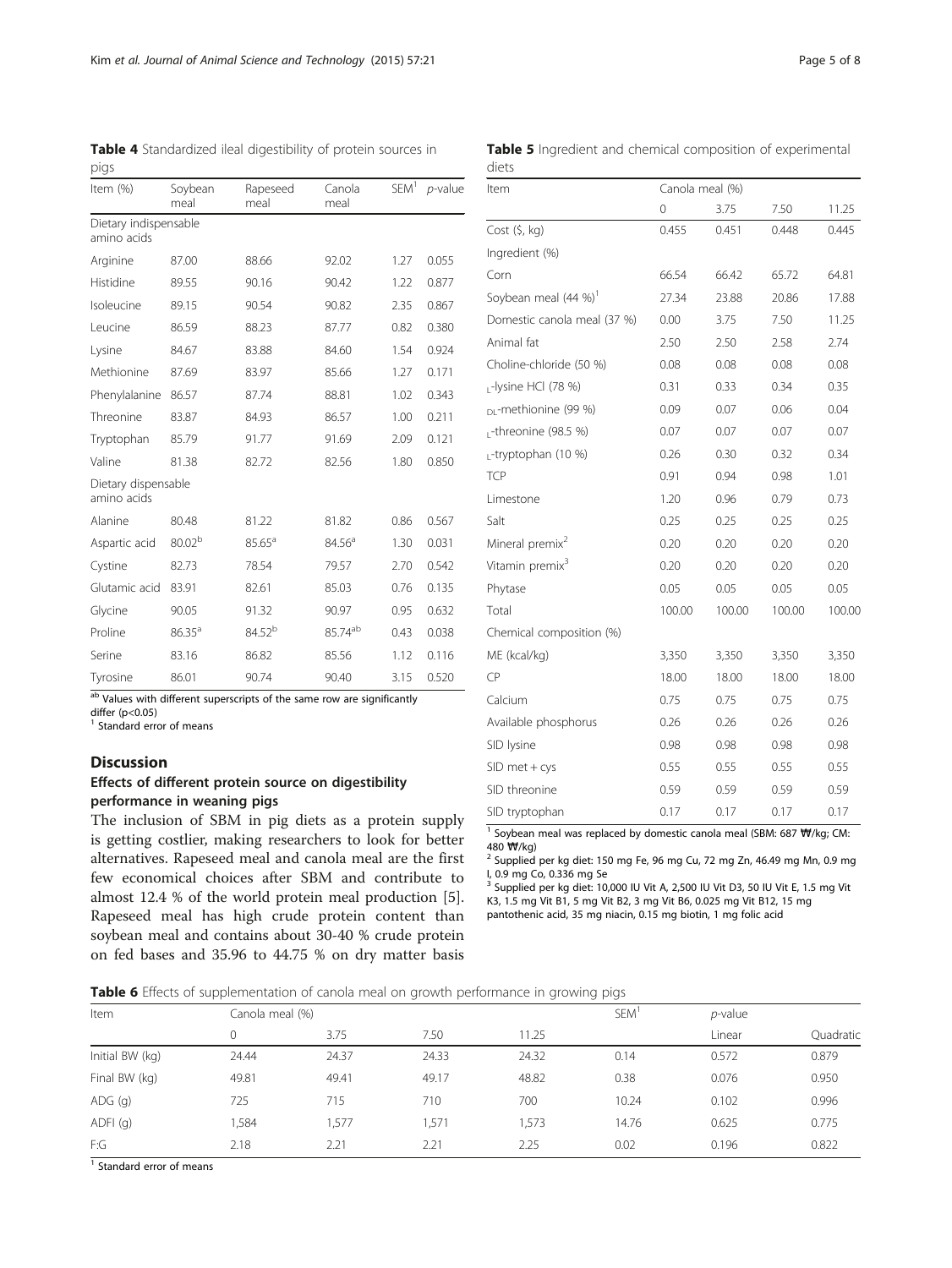**Table 4** Standardized ileal digestibility of protein sources in pigs

| Item (%) | Soybean meal | Rapeseed meal | Canola meal | SEM[1] | *p*-value |
|---|---|---|---|---|---|
| Dietary indispensable amino acids | | | | | |
| Arginine | 87.00 | 88.66 | 92.02 | 1.27 | 0.055 |
| Histidine | 89.55 | 90.16 | 90.42 | 1.22 | 0.877 |
| Isoleucine | 89.15 | 90.54 | 90.82 | 2.35 | 0.867 |
| Leucine | 86.59 | 88.23 | 87.77 | 0.82 | 0.380 |
| Lysine | 84.67 | 83.88 | 84.60 | 1.54 | 0.924 |
| Methionine | 87.69 | 83.97 | 85.66 | 1.27 | 0.171 |
| Phenylalanine | 86.57 | 87.74 | 88.81 | 1.02 | 0.343 |
| Threonine | 83.87 | 84.93 | 86.57 | 1.00 | 0.211 |
| Tryptophan | 85.79 | 91.77 | 91.69 | 2.09 | 0.121 |
| Valine | 81.38 | 82.72 | 82.56 | 1.80 | 0.850 |
| Dietary dispensable amino acids | | | | | |
| Alanine | 80.48 | 81.22 | 81.82 | 0.86 | 0.567 |
| Aspartic acid | 80.02[b] | 85.65[a] | 84.56[a] | 1.30 | 0.031 |
| Cystine | 82.73 | 78.54 | 79.57 | 2.70 | 0.542 |
| Glutamic acid | 83.91 | 82.61 | 85.03 | 0.76 | 0.135 |
| Glycine | 90.05 | 91.32 | 90.97 | 0.95 | 0.632 |
| Proline | 86.35[a] | 84.52[b] | 85.74[ab] | 0.43 | 0.038 |
| Serine | 83.16 | 86.82 | 85.56 | 1.12 | 0.116 |
| Tyrosine | 86.01 | 90.74 | 90.40 | 3.15 | 0.520 |

[ab] Values with different superscripts of the same row are significantly differ ($p<0.05$)
[1] Standard error of means

## Discussion

### Effects of different protein source on digestibility performance in weaning pigs

The inclusion of SBM in pig diets as a protein supply is getting costlier, making researchers to look for better alternatives. Rapeseed meal and canola meal are the first few economical choices after SBM and contribute to almost 12.4 % of the world protein meal production [5]. Rapeseed meal has high crude protein content than soybean meal and contains about 30-40 % crude protein on fed bases and 35.96 to 44.75 % on dry matter basis

**Table 5** Ingredient and chemical composition of experimental diets

| Item | Canola meal (%) | | | |
|---|---|---|---|---|
| | 0 | 3.75 | 7.50 | 11.25 |
| Cost ($, kg) | 0.455 | 0.451 | 0.448 | 0.445 |
| Ingredient (%) | | | | |
| Corn | 66.54 | 66.42 | 65.72 | 64.81 |
| Soybean meal (44 %)[1] | 27.34 | 23.88 | 20.86 | 17.88 |
| Domestic canola meal (37 %) | 0.00 | 3.75 | 7.50 | 11.25 |
| Animal fat | 2.50 | 2.50 | 2.58 | 2.74 |
| Choline-chloride (50 %) | 0.08 | 0.08 | 0.08 | 0.08 |
| L-lysine HCl (78 %) | 0.31 | 0.33 | 0.34 | 0.35 |
| DL-methionine (99 %) | 0.09 | 0.07 | 0.06 | 0.04 |
| L-threonine (98.5 %) | 0.07 | 0.07 | 0.07 | 0.07 |
| L-tryptophan (10 %) | 0.26 | 0.30 | 0.32 | 0.34 |
| TCP | 0.91 | 0.94 | 0.98 | 1.01 |
| Limestone | 1.20 | 0.96 | 0.79 | 0.73 |
| Salt | 0.25 | 0.25 | 0.25 | 0.25 |
| Mineral premix[2] | 0.20 | 0.20 | 0.20 | 0.20 |
| Vitamin premix[3] | 0.20 | 0.20 | 0.20 | 0.20 |
| Phytase | 0.05 | 0.05 | 0.05 | 0.05 |
| Total | 100.00 | 100.00 | 100.00 | 100.00 |
| Chemical composition (%) | | | | |
| ME (kcal/kg) | 3,350 | 3,350 | 3,350 | 3,350 |
| CP | 18.00 | 18.00 | 18.00 | 18.00 |
| Calcium | 0.75 | 0.75 | 0.75 | 0.75 |
| Available phosphorus | 0.26 | 0.26 | 0.26 | 0.26 |
| SID lysine | 0.98 | 0.98 | 0.98 | 0.98 |
| SID met + cys | 0.55 | 0.55 | 0.55 | 0.55 |
| SID threonine | 0.59 | 0.59 | 0.59 | 0.59 |
| SID tryptophan | 0.17 | 0.17 | 0.17 | 0.17 |

[1] Soybean meal was replaced by domestic canola meal (SBM: 687 ₩/kg; CM: 480 ₩/kg)
[2] Supplied per kg diet: 150 mg Fe, 96 mg Cu, 72 mg Zn, 46.49 mg Mn, 0.9 mg I, 0.9 mg Co, 0.336 mg Se
[3] Supplied per kg diet: 10,000 IU Vit A, 2,500 IU Vit D3, 50 IU Vit E, 1.5 mg Vit K3, 1.5 mg Vit B1, 5 mg Vit B2, 3 mg Vit B6, 0.025 mg Vit B12, 15 mg pantothenic acid, 35 mg niacin, 0.15 mg biotin, 1 mg folic acid

**Table 6** Effects of supplementation of canola meal on growth performance in growing pigs

| Item | Canola meal (%) | | | | SEM[1] | *p*-value | |
|---|---|---|---|---|---|---|---|
| | 0 | 3.75 | 7.50 | 11.25 | | Linear | Quadratic |
| Initial BW (kg) | 24.44 | 24.37 | 24.33 | 24.32 | 0.14 | 0.572 | 0.879 |
| Final BW (kg) | 49.81 | 49.41 | 49.17 | 48.82 | 0.38 | 0.076 | 0.950 |
| ADG (g) | 725 | 715 | 710 | 700 | 10.24 | 0.102 | 0.996 |
| ADFI (g) | 1,584 | 1,577 | 1,571 | 1,573 | 14.76 | 0.625 | 0.775 |
| F:G | 2.18 | 2.21 | 2.21 | 2.25 | 0.02 | 0.196 | 0.822 |

[1] Standard error of means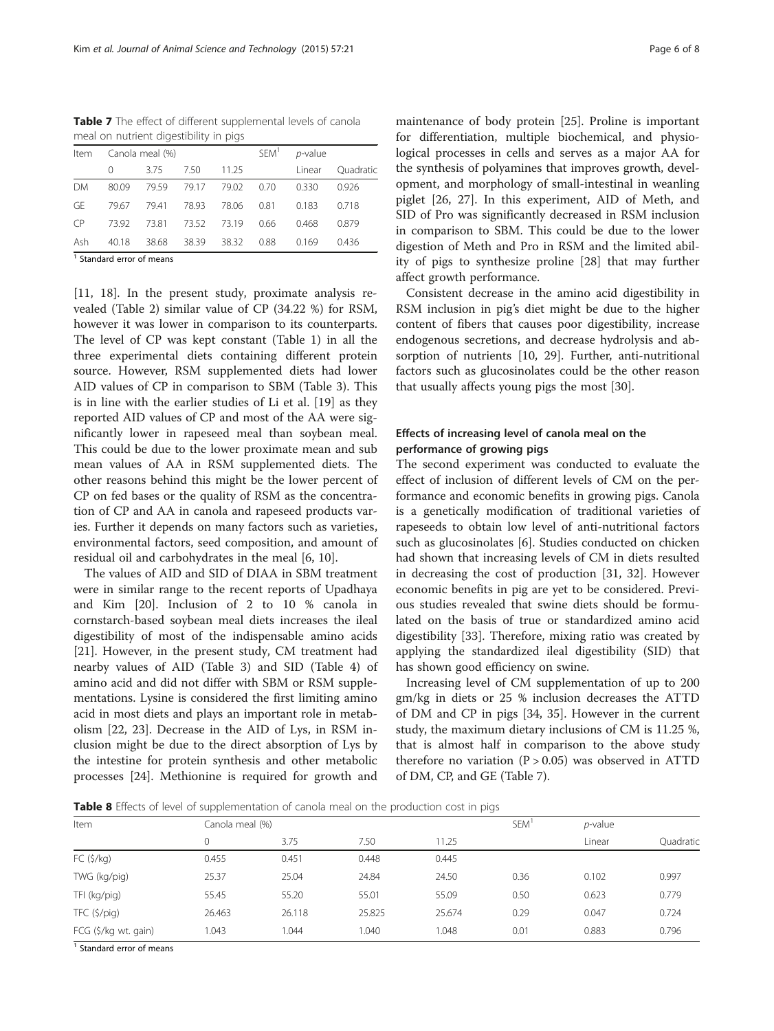**Table 7** The effect of different supplemental levels of canola meal on nutrient digestibility in pigs

| Item | Canola meal (%) | | | | SEM[1] | *p*-value | |
|---|---|---|---|---|---|---|---|
| | 0 | 3.75 | 7.50 | 11.25 | | Linear | Quadratic |
| DM | 80.09 | 79.59 | 79.17 | 79.02 | 0.70 | 0.330 | 0.926 |
| GE | 79.67 | 79.41 | 78.93 | 78.06 | 0.81 | 0.183 | 0.718 |
| CP | 73.92 | 73.81 | 73.52 | 73.19 | 0.66 | 0.468 | 0.879 |
| Ash | 40.18 | 38.68 | 38.39 | 38.32 | 0.88 | 0.169 | 0.436 |

[1] Standard error of means

[11, 18]. In the present study, proximate analysis revealed (Table 2) similar value of CP (34.22 %) for RSM, however it was lower in comparison to its counterparts. The level of CP was kept constant (Table 1) in all the three experimental diets containing different protein source. However, RSM supplemented diets had lower AID values of CP in comparison to SBM (Table 3). This is in line with the earlier studies of Li et al. [19] as they reported AID values of CP and most of the AA were significantly lower in rapeseed meal than soybean meal. This could be due to the lower proximate mean and sub mean values of AA in RSM supplemented diets. The other reasons behind this might be the lower percent of CP on fed bases or the quality of RSM as the concentration of CP and AA in canola and rapeseed products varies. Further it depends on many factors such as varieties, environmental factors, seed composition, and amount of residual oil and carbohydrates in the meal [6, 10].

The values of AID and SID of DIAA in SBM treatment were in similar range to the recent reports of Upadhaya and Kim [20]. Inclusion of 2 to 10 % canola in cornstarch-based soybean meal diets increases the ileal digestibility of most of the indispensable amino acids [21]. However, in the present study, CM treatment had nearby values of AID (Table 3) and SID (Table 4) of amino acid and did not differ with SBM or RSM supplementations. Lysine is considered the first limiting amino acid in most diets and plays an important role in metabolism [22, 23]. Decrease in the AID of Lys, in RSM inclusion might be due to the direct absorption of Lys by the intestine for protein synthesis and other metabolic processes [24]. Methionine is required for growth and maintenance of body protein [25]. Proline is important for differentiation, multiple biochemical, and physiological processes in cells and serves as a major AA for the synthesis of polyamines that improves growth, development, and morphology of small-intestinal in weanling piglet [26, 27]. In this experiment, AID of Meth, and SID of Pro was significantly decreased in RSM inclusion in comparison to SBM. This could be due to the lower digestion of Meth and Pro in RSM and the limited ability of pigs to synthesize proline [28] that may further affect growth performance.

Consistent decrease in the amino acid digestibility in RSM inclusion in pig's diet might be due to the higher content of fibers that causes poor digestibility, increase endogenous secretions, and decrease hydrolysis and absorption of nutrients [10, 29]. Further, anti-nutritional factors such as glucosinolates could be the other reason that usually affects young pigs the most [30].

### Effects of increasing level of canola meal on the performance of growing pigs

The second experiment was conducted to evaluate the effect of inclusion of different levels of CM on the performance and economic benefits in growing pigs. Canola is a genetically modification of traditional varieties of rapeseeds to obtain low level of anti-nutritional factors such as glucosinolates [6]. Studies conducted on chicken had shown that increasing levels of CM in diets resulted in decreasing the cost of production [31, 32]. However economic benefits in pig are yet to be considered. Previous studies revealed that swine diets should be formulated on the basis of true or standardized amino acid digestibility [33]. Therefore, mixing ratio was created by applying the standardized ileal digestibility (SID) that has shown good efficiency on swine.

Increasing level of CM supplementation of up to 200 gm/kg in diets or 25 % inclusion decreases the ATTD of DM and CP in pigs [34, 35]. However in the current study, the maximum dietary inclusions of CM is 11.25 %, that is almost half in comparison to the above study therefore no variation ($P > 0.05$) was observed in ATTD of DM, CP, and GE (Table 7).

**Table 8** Effects of level of supplementation of canola meal on the production cost in pigs

| Item | Canola meal (%) | | | | SEM[1] | *p*-value | |
|---|---|---|---|---|---|---|---|
| | 0 | 3.75 | 7.50 | 11.25 | | Linear | Quadratic |
| FC ($/kg) | 0.455 | 0.451 | 0.448 | 0.445 | | | |
| TWG (kg/pig) | 25.37 | 25.04 | 24.84 | 24.50 | 0.36 | 0.102 | 0.997 |
| TFI (kg/pig) | 55.45 | 55.20 | 55.01 | 55.09 | 0.50 | 0.623 | 0.779 |
| TFC ($/pig) | 26.463 | 26.118 | 25.825 | 25.674 | 0.29 | 0.047 | 0.724 |
| FCG ($/kg wt. gain) | 1.043 | 1.044 | 1.040 | 1.048 | 0.01 | 0.883 | 0.796 |

[1] Standard error of means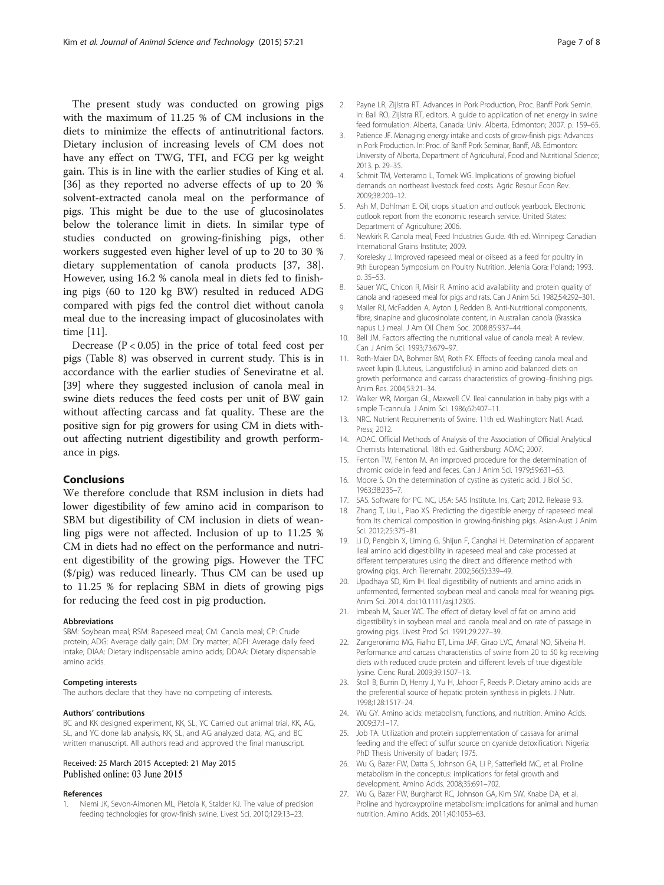The present study was conducted on growing pigs with the maximum of 11.25 % of CM inclusions in the diets to minimize the effects of antinutritional factors. Dietary inclusion of increasing levels of CM does not have any effect on TWG, TFI, and FCG per kg weight gain. This is in line with the earlier studies of King et al. [36] as they reported no adverse effects of up to 20 % solvent-extracted canola meal on the performance of pigs. This might be due to the use of glucosinolates below the tolerance limit in diets. In similar type of studies conducted on growing-finishing pigs, other workers suggested even higher level of up to 20 to 30 % dietary supplementation of canola products [37, 38]. However, using 16.2 % canola meal in diets fed to finishing pigs (60 to 120 kg BW) resulted in reduced ADG compared with pigs fed the control diet without canola meal due to the increasing impact of glucosinolates with time [11].

Decrease ($P < 0.05$) in the price of total feed cost per pigs (Table 8) was observed in current study. This is in accordance with the earlier studies of Seneviratne et al. [39] where they suggested inclusion of canola meal in swine diets reduces the feed costs per unit of BW gain without affecting carcass and fat quality. These are the positive sign for pig growers for using CM in diets without affecting nutrient digestibility and growth performance in pigs.

## Conclusions

We therefore conclude that RSM inclusion in diets had lower digestibility of few amino acid in comparison to SBM but digestibility of CM inclusion in diets of weanling pigs were not affected. Inclusion of up to 11.25 % CM in diets had no effect on the performance and nutrient digestibility of the growing pigs. However the TFC ($/pig) was reduced linearly. Thus CM can be used up to 11.25 % for replacing SBM in diets of growing pigs for reducing the feed cost in pig production.

#### Abbreviations

SBM: Soybean meal; RSM: Rapeseed meal; CM: Canola meal; CP: Crude protein; ADG: Average daily gain; DM: Dry matter; ADFI: Average daily feed intake; DIAA: Dietary indispensable amino acids; DDAA: Dietary dispensable amino acids.

#### Competing interests

The authors declare that they have no competing of interests.

#### Authors' contributions

BC and KK designed experiment, KK, SL, YC Carried out animal trial, KK, AG, SL, and YC done lab analysis, KK, SL, and AG analyzed data, AG, and BC written manuscript. All authors read and approved the final manuscript.

Received: 25 March 2015 Accepted: 21 May 2015
Published online: 03 June 2015

#### References

1. Niemi JK, Sevon-Aimonen ML, Pietola K, Stalder KJ. The value of precision feeding technologies for grow-finish swine. Livest Sci. 2010;129:13–23.
2. Payne LR, Zijlstra RT. Advances in Pork Production, Proc. Banff Pork Semin. In: Ball RO, Zijlstra RT, editors. A guide to application of net energy in swine feed formulation. Alberta, Canada: Univ. Alberta, Edmonton; 2007. p. 159–65.
3. Patience JF. Managing energy intake and costs of grow-finish pigs: Advances in Pork Production. In: Proc. of Banff Pork Seminar, Banff, AB. Edmonton: University of Alberta, Department of Agricultural, Food and Nutritional Science; 2013. p. 29–35.
4. Schmit TM, Verteramo L, Tomek WG. Implications of growing biofuel demands on northeast livestock feed costs. Agric Resour Econ Rev. 2009;38:200–12.
5. Ash M, Dohlman E. Oil, crops situation and outlook yearbook. Electronic outlook report from the economic research service. United States: Department of Agriculture; 2006.
6. Newkirk R. Canola meal, Feed Industries Guide. 4th ed. Winnipeg: Canadian International Grains Institute; 2009.
7. Korelesky J. Improved rapeseed meal or oilseed as a feed for poultry in 9th European Symposium on Poultry Nutrition. Jelenia Gora: Poland; 1993. p. 35–53.
8. Sauer WC, Chicon R, Misir R. Amino acid availability and protein quality of canola and rapeseed meal for pigs and rats. Can J Anim Sci. 1982;54:292–301.
9. Mailer RJ, McFadden A, Ayton J, Redden B. Anti-Nutritional components, fibre, sinapine and glucosinolate content, in Australian canola (Brassica napus L.) meal. J Am Oil Chem Soc. 2008;85:937–44.
10. Bell JM. Factors affecting the nutritional value of canola meal: A review. Can J Anim Sci. 1993;73:679–97.
11. Roth-Maier DA, Bohmer BM, Roth FX. Effects of feeding canola meal and sweet lupin (L.luteus, L.angustifolius) in amino acid balanced diets on growth performance and carcass characteristics of growing–finishing pigs. Anim Res. 2004;53:21–34.
12. Walker WR, Morgan GL, Maxwell CV. Ileal cannulation in baby pigs with a simple T-cannula. J Anim Sci. 1986;62:407–11.
13. NRC. Nutrient Requirements of Swine. 11th ed. Washington: Natl. Acad. Press; 2012.
14. AOAC. Official Methods of Analysis of the Association of Official Analytical Chemists International. 18th ed. Gaithersburg: AOAC; 2007.
15. Fenton TW, Fenton M. An improved procedure for the determination of chromic oxide in feed and feces. Can J Anim Sci. 1979;59:631–63.
16. Moore S. On the determination of cystine as cysteric acid. J Biol Sci. 1963;38:235–7.
17. SAS. Software for PC. NC, USA: SAS Institute. Ins, Cart; 2012. Release 9.3.
18. Zhang T, Liu L, Piao XS. Predicting the digestible energy of rapeseed meal from Its chemical composition in growing-finishing pigs. Asian-Aust J Anim Sci. 2012;25:375–81.
19. Li D, Pengbin X, Liming G, Shijun F, Canghai H. Determination of apparent ileal amino acid digestibility in rapeseed meal and cake processed at different temperatures using the direct and difference method with growing pigs. Arch Tierernahr. 2002;56(5):339–49.
20. Upadhaya SD, Kim IH. Ileal digestibility of nutrients and amino acids in unfermented, fermented soybean meal and canola meal for weaning pigs. Anim Sci. 2014. doi:10.1111/asj.12305.
21. Imbeah M, Sauer WC. The effect of dietary level of fat on amino acid digestibility's in soybean meal and canola meal and on rate of passage in growing pigs. Livest Prod Sci. 1991;29:227–39.
22. Zangeronimo MG, Fialho ET, Lima JAF, Girao LVC, Amaral NO, Silveira H. Performance and carcass characteristics of swine from 20 to 50 kg receiving diets with reduced crude protein and different levels of true digestible lysine. Cienc Rural. 2009;39:1507–13.
23. Stoll B, Burrin D, Henry J, Yu H, Jahoor F, Reeds P. Dietary amino acids are the preferential source of hepatic protein synthesis in piglets. J Nutr. 1998;128:1517–24.
24. Wu GY. Amino acids: metabolism, functions, and nutrition. Amino Acids. 2009;37:1–17.
25. Job TA. Utilization and protein supplementation of cassava for animal feeding and the effect of sulfur source on cyanide detoxification. Nigeria: PhD Thesis University of Ibadan; 1975.
26. Wu G, Bazer FW, Datta S, Johnson GA, Li P, Satterfield MC, et al. Proline metabolism in the conceptus: implications for fetal growth and development. Amino Acids. 2008;35:691–702.
27. Wu G, Bazer FW, Burghardt RC, Johnson GA, Kim SW, Knabe DA, et al. Proline and hydroxyproline metabolism: implications for animal and human nutrition. Amino Acids. 2011;40:1053–63.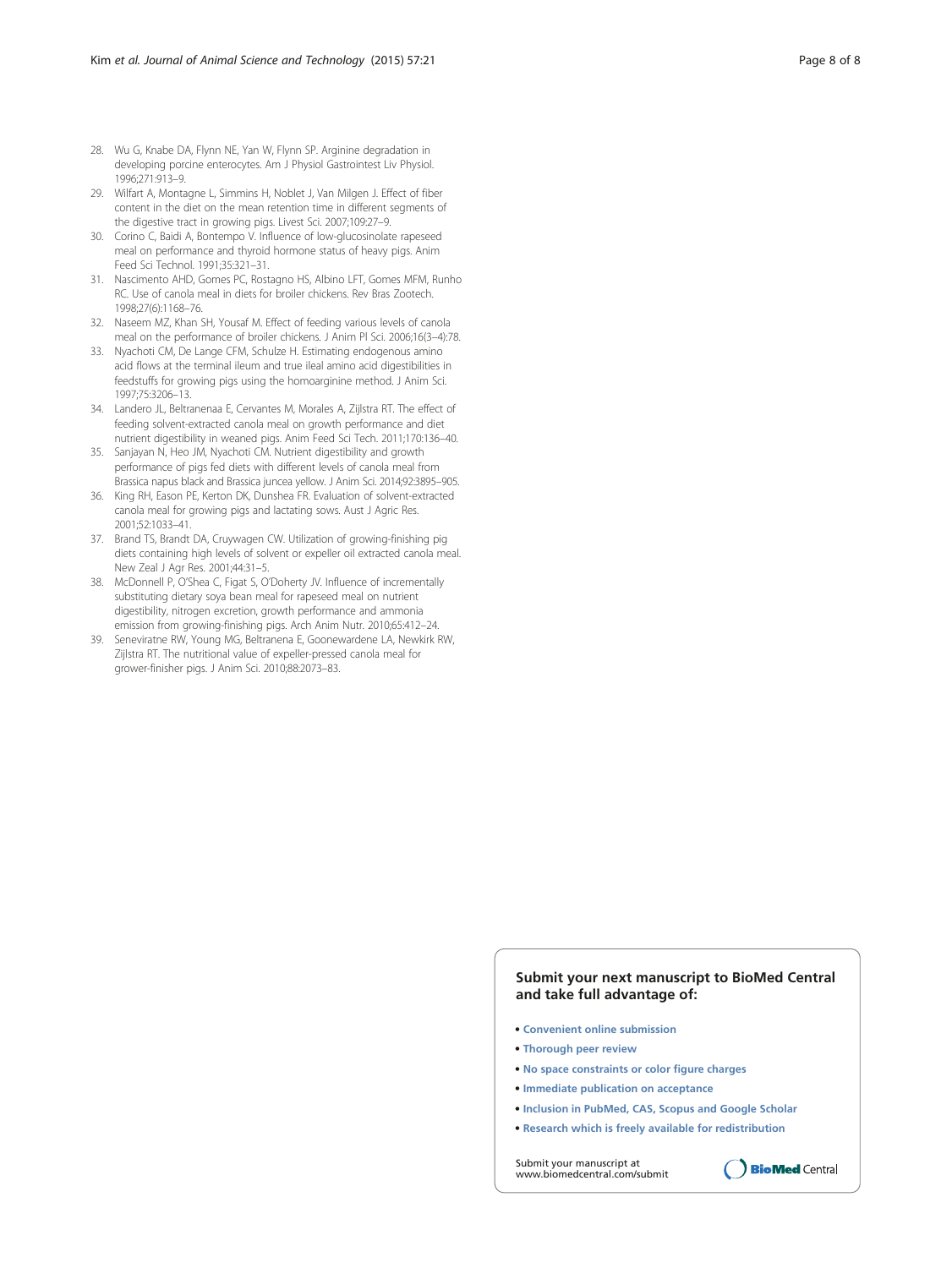28. Wu G, Knabe DA, Flynn NE, Yan W, Flynn SP. Arginine degradation in developing porcine enterocytes. Am J Physiol Gastrointest Liv Physiol. 1996;271:913–9.
29. Wilfart A, Montagne L, Simmins H, Noblet J, Van Milgen J. Effect of fiber content in the diet on the mean retention time in different segments of the digestive tract in growing pigs. Livest Sci. 2007;109:27–9.
30. Corino C, Baidi A, Bontempo V. Influence of low-glucosinolate rapeseed meal on performance and thyroid hormone status of heavy pigs. Anim Feed Sci Technol. 1991;35:321–31.
31. Nascimento AHD, Gomes PC, Rostagno HS, Albino LFT, Gomes MFM, Runho RC. Use of canola meal in diets for broiler chickens. Rev Bras Zootech. 1998;27(6):1168–76.
32. Naseem MZ, Khan SH, Yousaf M. Effect of feeding various levels of canola meal on the performance of broiler chickens. J Anim Pl Sci. 2006;16(3–4):78.
33. Nyachoti CM, De Lange CFM, Schulze H. Estimating endogenous amino acid flows at the terminal ileum and true ileal amino acid digestibilities in feedstuffs for growing pigs using the homoarginine method. J Anim Sci. 1997;75:3206–13.
34. Landero JL, Beltranenaa E, Cervantes M, Morales A, Zijlstra RT. The effect of feeding solvent-extracted canola meal on growth performance and diet nutrient digestibility in weaned pigs. Anim Feed Sci Tech. 2011;170:136–40.
35. Sanjayan N, Heo JM, Nyachoti CM. Nutrient digestibility and growth performance of pigs fed diets with different levels of canola meal from Brassica napus black and Brassica juncea yellow. J Anim Sci. 2014;92:3895–905.
36. King RH, Eason PE, Kerton DK, Dunshea FR. Evaluation of solvent-extracted canola meal for growing pigs and lactating sows. Aust J Agric Res. 2001;52:1033–41.
37. Brand TS, Brandt DA, Cruywagen CW. Utilization of growing-finishing pig diets containing high levels of solvent or expeller oil extracted canola meal. New Zeal J Agr Res. 2001;44:31–5.
38. McDonnell P, O'Shea C, Figat S, O'Doherty JV. Influence of incrementally substituting dietary soya bean meal for rapeseed meal on nutrient digestibility, nitrogen excretion, growth performance and ammonia emission from growing-finishing pigs. Arch Anim Nutr. 2010;65:412–24.
39. Seneviratne RW, Young MG, Beltranena E, Goonewardene LA, Newkirk RW, Zijlstra RT. The nutritional value of expeller-pressed canola meal for grower-finisher pigs. J Anim Sci. 2010;88:2073–83.

**Submit your next manuscript to BioMed Central and take full advantage of:**

- **Convenient online submission**
- **Thorough peer review**
- **No space constraints or color figure charges**
- **Immediate publication on acceptance**
- **Inclusion in PubMed, CAS, Scopus and Google Scholar**
- **Research which is freely available for redistribution**

Submit your manuscript at
www.biomedcentral.com/submit

BioMed Central